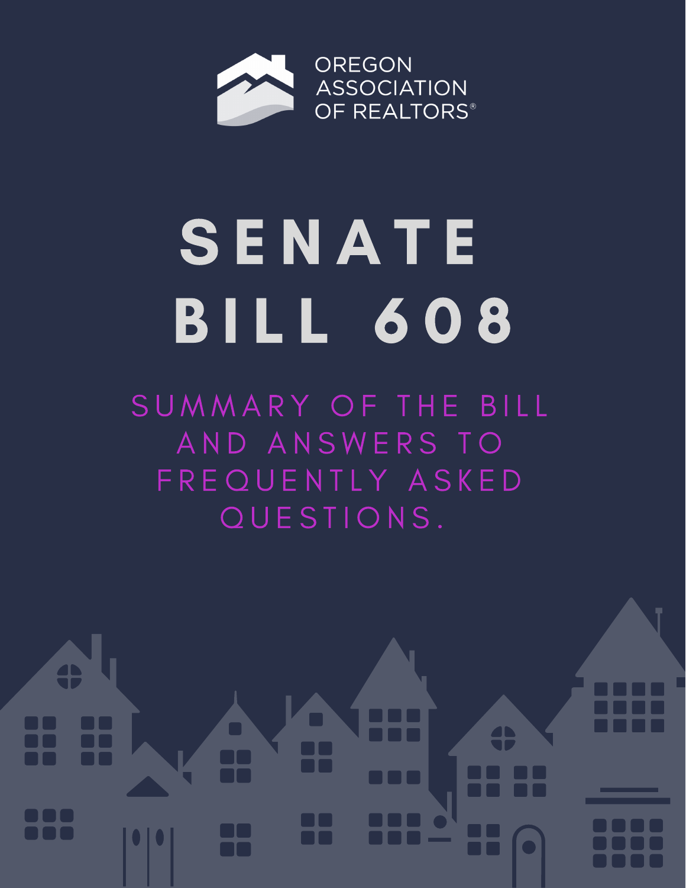OREGON ASSOCIATION OF REALTORS®

# SENATE BILL 608

SUMMARY OF THE BILL AND ANSWERS TO FREQUENTLY ASKED QUESTIONS.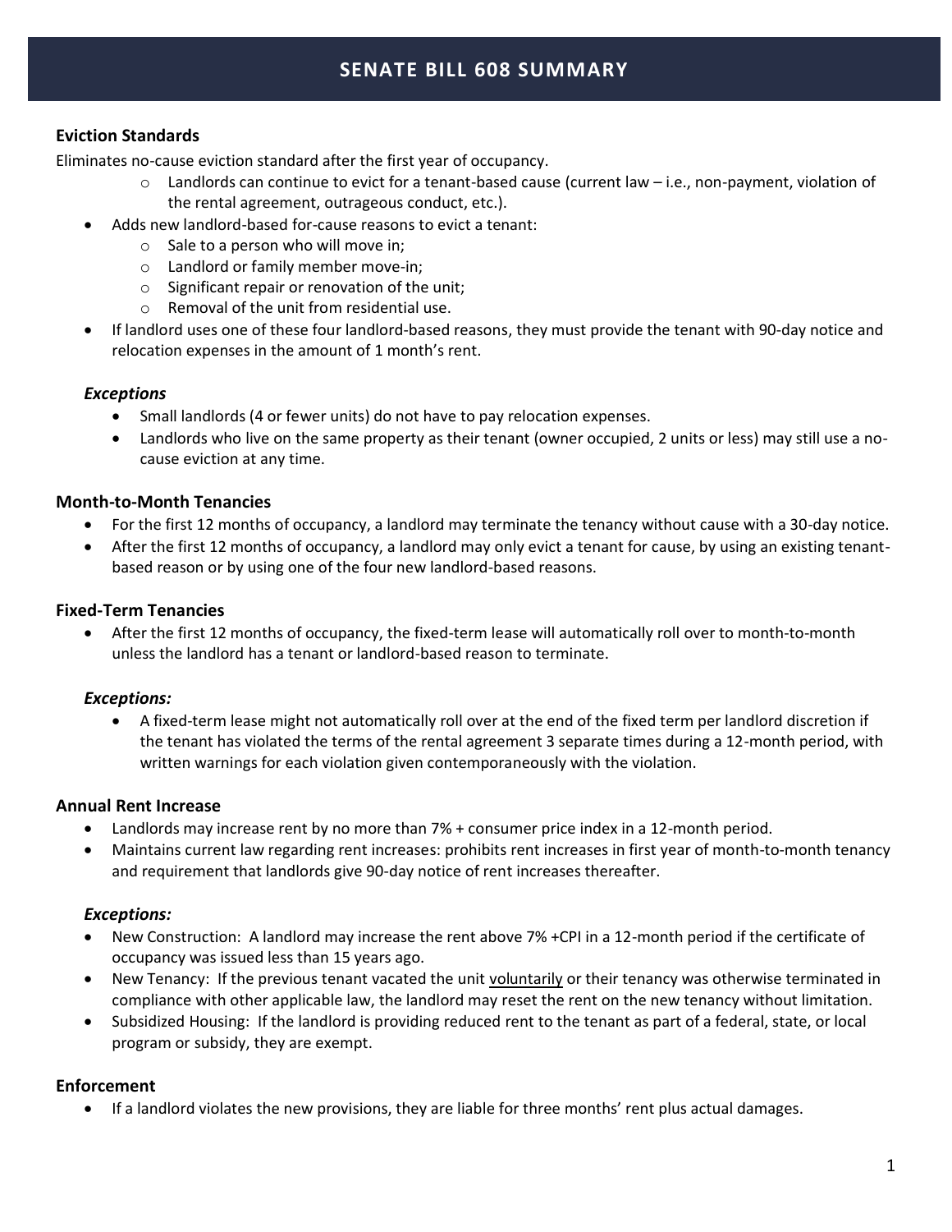# SENATE BILL 608 SUMMARY

### Eviction Standards

Eliminates no-cause eviction standard after the first year of occupancy.

  - Landlords can continue to evict for a tenant-based cause (current law – i.e., non-payment, violation of the rental agreement, outrageous conduct, etc.).
- Adds new landlord-based for-cause reasons to evict a tenant:
  - Sale to a person who will move in;
  - Landlord or family member move-in;
  - Significant repair or renovation of the unit;
  - Removal of the unit from residential use.
- If landlord uses one of these four landlord-based reasons, they must provide the tenant with 90-day notice and relocation expenses in the amount of 1 month's rent.

#### *Exceptions*

- Small landlords (4 or fewer units) do not have to pay relocation expenses.
- Landlords who live on the same property as their tenant (owner occupied, 2 units or less) may still use a no-cause eviction at any time.

### Month-to-Month Tenancies

- For the first 12 months of occupancy, a landlord may terminate the tenancy without cause with a 30-day notice.
- After the first 12 months of occupancy, a landlord may only evict a tenant for cause, by using an existing tenant-based reason or by using one of the four new landlord-based reasons.

### Fixed-Term Tenancies

- After the first 12 months of occupancy, the fixed-term lease will automatically roll over to month-to-month unless the landlord has a tenant or landlord-based reason to terminate.

#### *Exceptions:*

- A fixed-term lease might not automatically roll over at the end of the fixed term per landlord discretion if the tenant has violated the terms of the rental agreement 3 separate times during a 12-month period, with written warnings for each violation given contemporaneously with the violation.

### Annual Rent Increase

- Landlords may increase rent by no more than 7% + consumer price index in a 12-month period.
- Maintains current law regarding rent increases: prohibits rent increases in first year of month-to-month tenancy and requirement that landlords give 90-day notice of rent increases thereafter.

#### *Exceptions:*

- New Construction: A landlord may increase the rent above 7% +CPI in a 12-month period if the certificate of occupancy was issued less than 15 years ago.
- New Tenancy: If the previous tenant vacated the unit <u>voluntarily</u> or their tenancy was otherwise terminated in compliance with other applicable law, the landlord may reset the rent on the new tenancy without limitation.
- Subsidized Housing: If the landlord is providing reduced rent to the tenant as part of a federal, state, or local program or subsidy, they are exempt.

### Enforcement

- If a landlord violates the new provisions, they are liable for three months' rent plus actual damages.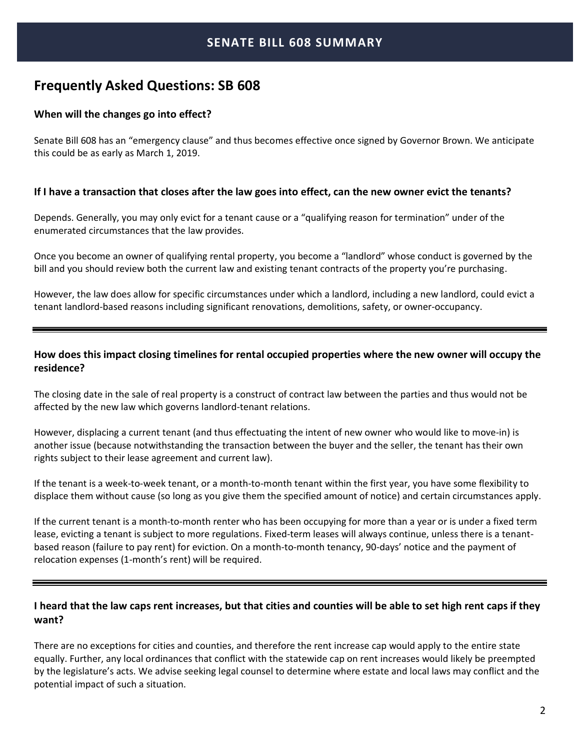# SENATE BILL 608 SUMMARY

## Frequently Asked Questions: SB 608

### When will the changes go into effect?

Senate Bill 608 has an "emergency clause" and thus becomes effective once signed by Governor Brown. We anticipate this could be as early as March 1, 2019.

### If I have a transaction that closes after the law goes into effect, can the new owner evict the tenants?

Depends. Generally, you may only evict for a tenant cause or a "qualifying reason for termination" under of the enumerated circumstances that the law provides.

Once you become an owner of qualifying rental property, you become a "landlord" whose conduct is governed by the bill and you should review both the current law and existing tenant contracts of the property you're purchasing.

However, the law does allow for specific circumstances under which a landlord, including a new landlord, could evict a tenant landlord-based reasons including significant renovations, demolitions, safety, or owner-occupancy.

---

### How does this impact closing timelines for rental occupied properties where the new owner will occupy the residence?

The closing date in the sale of real property is a construct of contract law between the parties and thus would not be affected by the new law which governs landlord-tenant relations.

However, displacing a current tenant (and thus effectuating the intent of new owner who would like to move-in) is another issue (because notwithstanding the transaction between the buyer and the seller, the tenant has their own rights subject to their lease agreement and current law).

If the tenant is a week-to-week tenant, or a month-to-month tenant within the first year, you have some flexibility to displace them without cause (so long as you give them the specified amount of notice) and certain circumstances apply.

If the current tenant is a month-to-month renter who has been occupying for more than a year or is under a fixed term lease, evicting a tenant is subject to more regulations. Fixed-term leases will always continue, unless there is a tenant-based reason (failure to pay rent) for eviction. On a month-to-month tenancy, 90-days' notice and the payment of relocation expenses (1-month's rent) will be required.

---

### I heard that the law caps rent increases, but that cities and counties will be able to set high rent caps if they want?

There are no exceptions for cities and counties, and therefore the rent increase cap would apply to the entire state equally. Further, any local ordinances that conflict with the statewide cap on rent increases would likely be preempted by the legislature's acts. We advise seeking legal counsel to determine where estate and local laws may conflict and the potential impact of such a situation.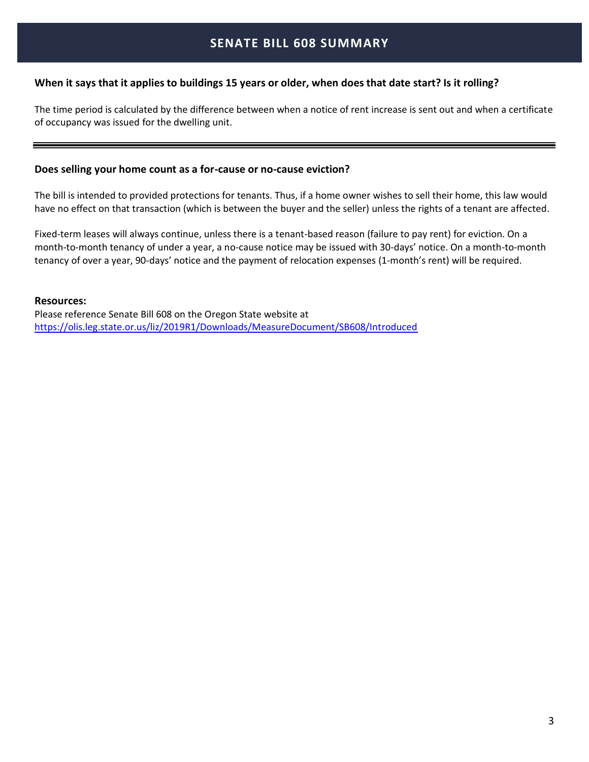# SENATE BILL 608 SUMMARY

**When it says that it applies to buildings 15 years or older, when does that date start? Is it rolling?**

The time period is calculated by the difference between when a notice of rent increase is sent out and when a certificate of occupancy was issued for the dwelling unit.

---

**Does selling your home count as a for-cause or no-cause eviction?**

The bill is intended to provided protections for tenants. Thus, if a home owner wishes to sell their home, this law would have no effect on that transaction (which is between the buyer and the seller) unless the rights of a tenant are affected.

Fixed-term leases will always continue, unless there is a tenant-based reason (failure to pay rent) for eviction. On a month-to-month tenancy of under a year, a no-cause notice may be issued with 30-days' notice. On a month-to-month tenancy of over a year, 90-days' notice and the payment of relocation expenses (1-month's rent) will be required.

**Resources:**
Please reference Senate Bill 608 on the Oregon State website at
https://olis.leg.state.or.us/liz/2019R1/Downloads/MeasureDocument/SB608/Introduced